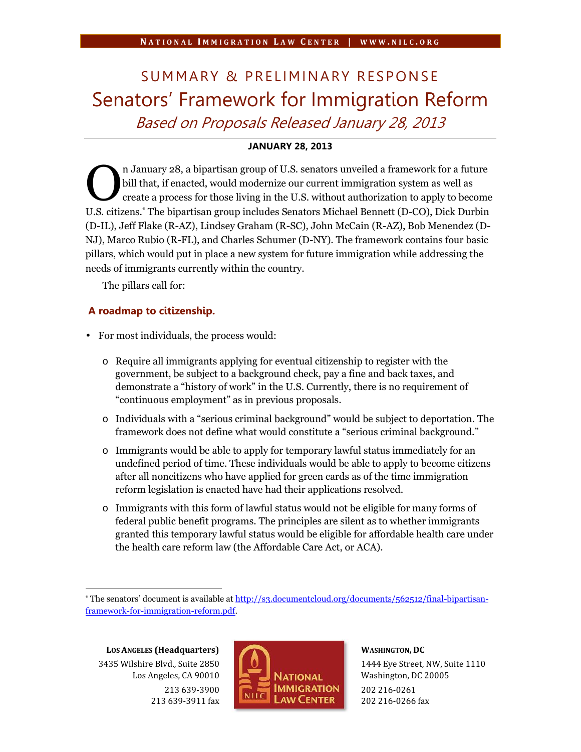# SUMMARY & PRELIMINARY RESPONSE

# Senators' Framework for Immigration Reform

## *Based on Proposals Released January 28, 2013*

**JANUARY 28, 2013**

On January 28, a bipartisan group of U.S. senators unveiled a framework for a future bill that, if enacted, would modernize our current immigration system as well as create a process for those living in the U.S. without authorization to apply to become U.S. citizens.* The bipartisan group includes Senators Michael Bennett (D-CO), Dick Durbin (D-IL), Jeff Flake (R-AZ), Lindsey Graham (R-SC), John McCain (R-AZ), Bob Menendez (D-NJ), Marco Rubio (R-FL), and Charles Schumer (D-NY). The framework contains four basic pillars, which would put in place a new system for future immigration while addressing the needs of immigrants currently within the country.

The pillars call for:

### A roadmap to citizenship.

- For most individuals, the process would:
  - Require all immigrants applying for eventual citizenship to register with the government, be subject to a background check, pay a fine and back taxes, and demonstrate a "history of work" in the U.S. Currently, there is no requirement of "continuous employment" as in previous proposals.
  - Individuals with a "serious criminal background" would be subject to deportation. The framework does not define what would constitute a "serious criminal background."
  - Immigrants would be able to apply for temporary lawful status immediately for an undefined period of time. These individuals would be able to apply to become citizens after all noncitizens who have applied for green cards as of the time immigration reform legislation is enacted have had their applications resolved.
  - Immigrants with this form of lawful status would not be eligible for many forms of federal public benefit programs. The principles are silent as to whether immigrants granted this temporary lawful status would be eligible for affordable health care under the health care reform law (the Affordable Care Act, or ACA).

---

* The senators' document is available at http://s3.documentcloud.org/documents/562512/final-bipartisan-framework-for-immigration-reform.pdf.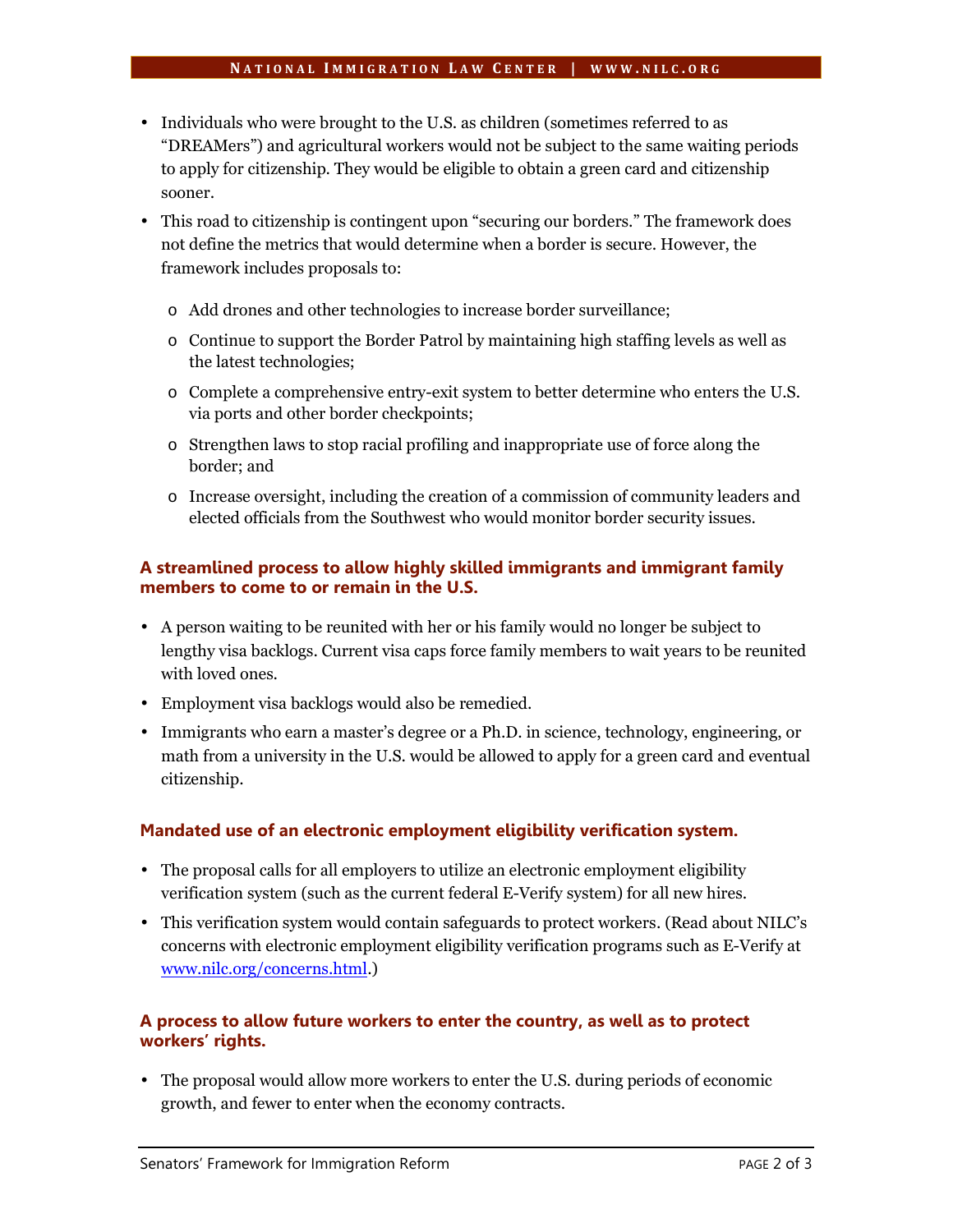- Individuals who were brought to the U.S. as children (sometimes referred to as "DREAMers") and agricultural workers would not be subject to the same waiting periods to apply for citizenship. They would be eligible to obtain a green card and citizenship sooner.
- This road to citizenship is contingent upon "securing our borders." The framework does not define the metrics that would determine when a border is secure. However, the framework includes proposals to:
  - Add drones and other technologies to increase border surveillance;
  - Continue to support the Border Patrol by maintaining high staffing levels as well as the latest technologies;
  - Complete a comprehensive entry-exit system to better determine who enters the U.S. via ports and other border checkpoints;
  - Strengthen laws to stop racial profiling and inappropriate use of force along the border; and
  - Increase oversight, including the creation of a commission of community leaders and elected officials from the Southwest who would monitor border security issues.

### A streamlined process to allow highly skilled immigrants and immigrant family members to come to or remain in the U.S.

- A person waiting to be reunited with her or his family would no longer be subject to lengthy visa backlogs. Current visa caps force family members to wait years to be reunited with loved ones.
- Employment visa backlogs would also be remedied.
- Immigrants who earn a master's degree or a Ph.D. in science, technology, engineering, or math from a university in the U.S. would be allowed to apply for a green card and eventual citizenship.

### Mandated use of an electronic employment eligibility verification system.

- The proposal calls for all employers to utilize an electronic employment eligibility verification system (such as the current federal E-Verify system) for all new hires.
- This verification system would contain safeguards to protect workers. (Read about NILC's concerns with electronic employment eligibility verification programs such as E-Verify at [www.nilc.org/concerns.html](www.nilc.org/concerns.html).)

### A process to allow future workers to enter the country, as well as to protect workers' rights.

- The proposal would allow more workers to enter the U.S. during periods of economic growth, and fewer to enter when the economy contracts.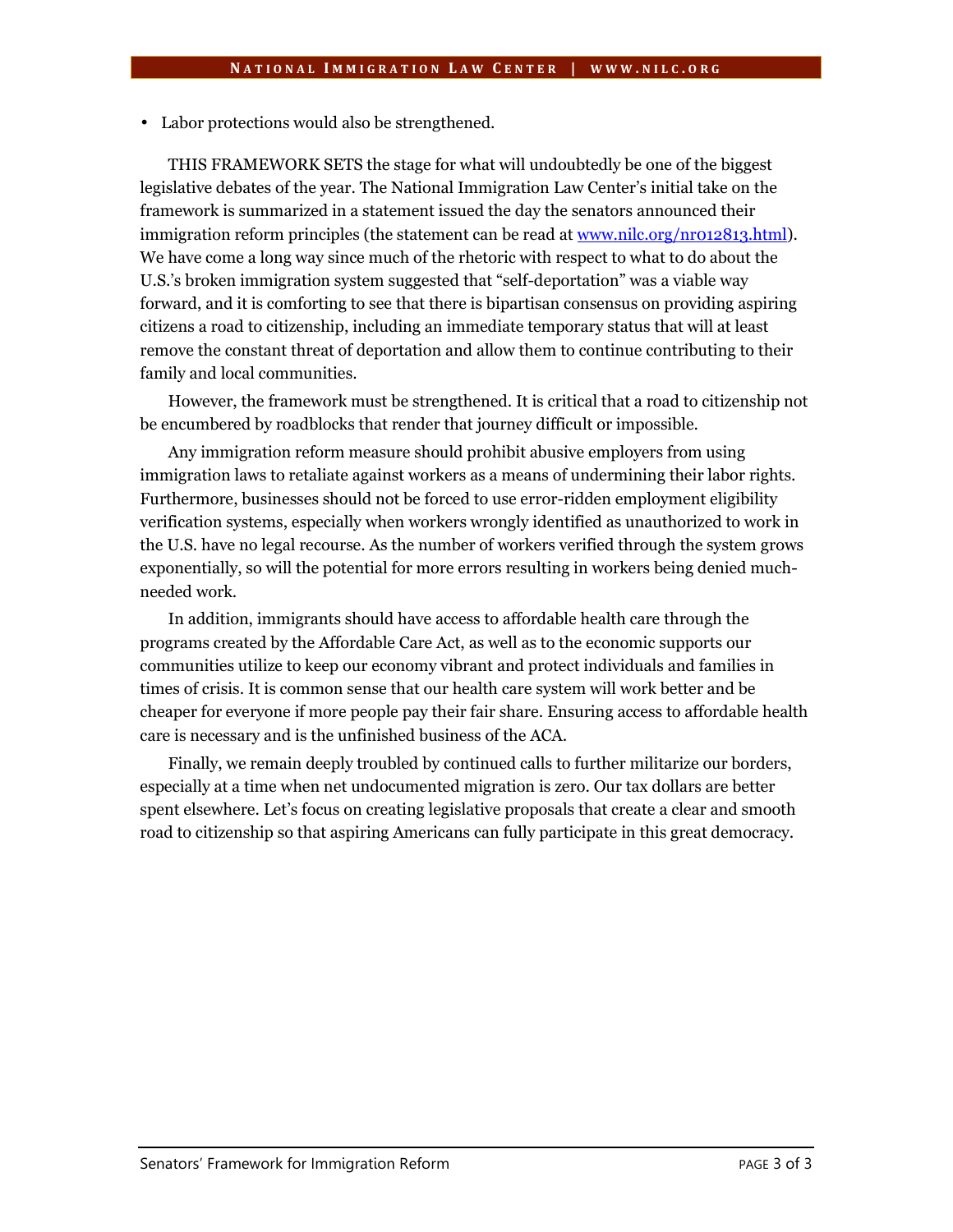- Labor protections would also be strengthened.

THIS FRAMEWORK SETS the stage for what will undoubtedly be one of the biggest legislative debates of the year. The National Immigration Law Center's initial take on the framework is summarized in a statement issued the day the senators announced their immigration reform principles (the statement can be read at [www.nilc.org/nr012813.html](www.nilc.org/nr012813.html)). We have come a long way since much of the rhetoric with respect to what to do about the U.S.'s broken immigration system suggested that "self-deportation" was a viable way forward, and it is comforting to see that there is bipartisan consensus on providing aspiring citizens a road to citizenship, including an immediate temporary status that will at least remove the constant threat of deportation and allow them to continue contributing to their family and local communities.

However, the framework must be strengthened. It is critical that a road to citizenship not be encumbered by roadblocks that render that journey difficult or impossible.

Any immigration reform measure should prohibit abusive employers from using immigration laws to retaliate against workers as a means of undermining their labor rights. Furthermore, businesses should not be forced to use error-ridden employment eligibility verification systems, especially when workers wrongly identified as unauthorized to work in the U.S. have no legal recourse. As the number of workers verified through the system grows exponentially, so will the potential for more errors resulting in workers being denied much-needed work.

In addition, immigrants should have access to affordable health care through the programs created by the Affordable Care Act, as well as to the economic supports our communities utilize to keep our economy vibrant and protect individuals and families in times of crisis. It is common sense that our health care system will work better and be cheaper for everyone if more people pay their fair share. Ensuring access to affordable health care is necessary and is the unfinished business of the ACA.

Finally, we remain deeply troubled by continued calls to further militarize our borders, especially at a time when net undocumented migration is zero. Our tax dollars are better spent elsewhere. Let's focus on creating legislative proposals that create a clear and smooth road to citizenship so that aspiring Americans can fully participate in this great democracy.